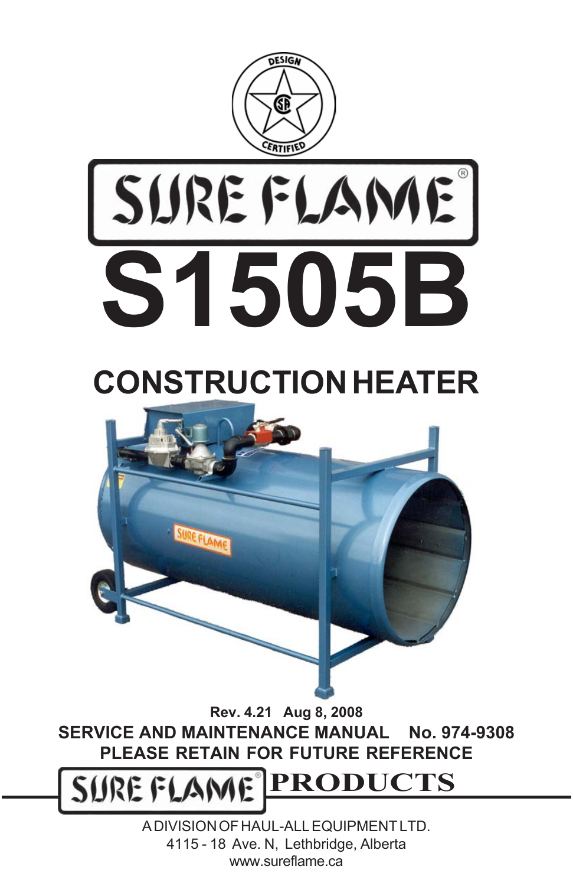DESIGN CERTIFIED

# SURE FLAME®

# S1505B

## CONSTRUCTION HEATER

Rev. 4.21 Aug 8, 2008

**SERVICE AND MAINTENANCE MANUAL No. 974-9308**

**PLEASE RETAIN FOR FUTURE REFERENCE**

**SURE FLAME® PRODUCTS**

A DIVISION OF HAUL-ALL EQUIPMENT LTD.
4115 - 18 Ave. N, Lethbridge, Alberta
www.sureflame.ca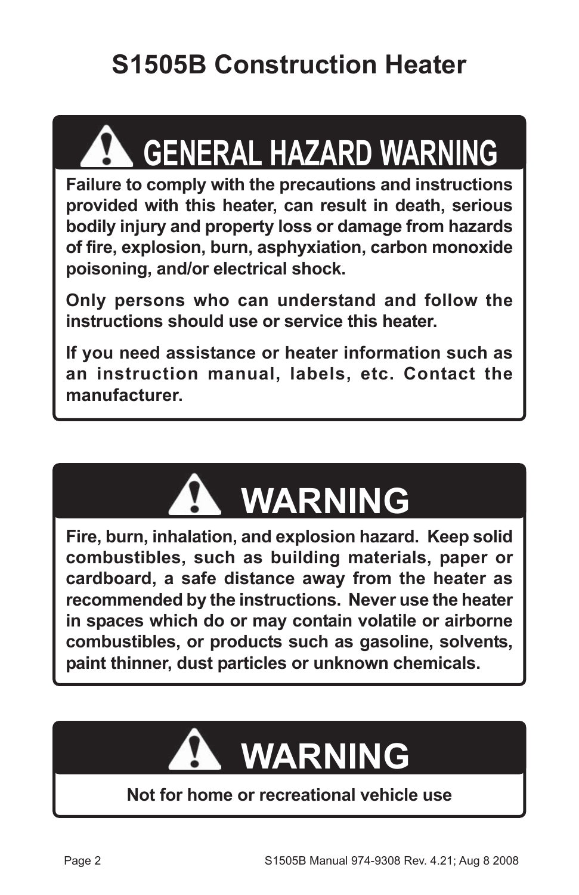# S1505B Construction Heater

## ⚠ GENERAL HAZARD WARNING

**Failure to comply with the precautions and instructions provided with this heater, can result in death, serious bodily injury and property loss or damage from hazards of fire, explosion, burn, asphyxiation, carbon monoxide poisoning, and/or electrical shock.**

**Only persons who can understand and follow the instructions should use or service this heater.**

**If you need assistance or heater information such as an instruction manual, labels, etc. Contact the manufacturer.**

## ⚠ WARNING

**Fire, burn, inhalation, and explosion hazard. Keep solid combustibles, such as building materials, paper or cardboard, a safe distance away from the heater as recommended by the instructions. Never use the heater in spaces which do or may contain volatile or airborne combustibles, or products such as gasoline, solvents, paint thinner, dust particles or unknown chemicals.**

## ⚠ WARNING

**Not for home or recreational vehicle use**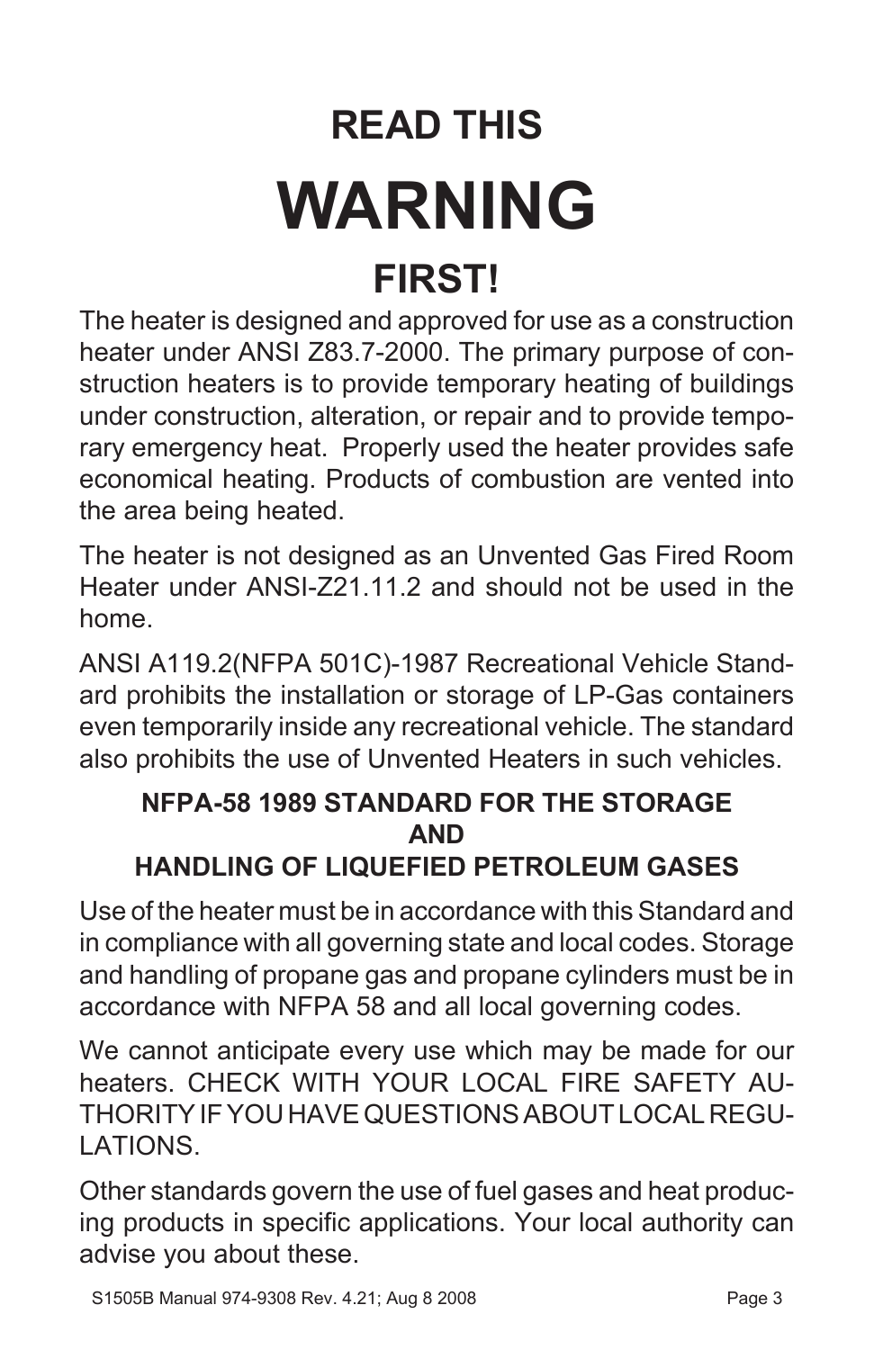## READ THIS

# WARNING

## FIRST!

The heater is designed and approved for use as a construction heater under ANSI Z83.7-2000. The primary purpose of construction heaters is to provide temporary heating of buildings under construction, alteration, or repair and to provide temporary emergency heat. Properly used the heater provides safe economical heating. Products of combustion are vented into the area being heated.

The heater is not designed as an Unvented Gas Fired Room Heater under ANSI-Z21.11.2 and should not be used in the home.

ANSI A119.2(NFPA 501C)-1987 Recreational Vehicle Standard prohibits the installation or storage of LP-Gas containers even temporarily inside any recreational vehicle. The standard also prohibits the use of Unvented Heaters in such vehicles.

### NFPA-58 1989 STANDARD FOR THE STORAGE AND HANDLING OF LIQUEFIED PETROLEUM GASES

Use of the heater must be in accordance with this Standard and in compliance with all governing state and local codes. Storage and handling of propane gas and propane cylinders must be in accordance with NFPA 58 and all local governing codes.

We cannot anticipate every use which may be made for our heaters. CHECK WITH YOUR LOCAL FIRE SAFETY AUTHORITY IF YOU HAVE QUESTIONS ABOUT LOCAL REGULATIONS.

Other standards govern the use of fuel gases and heat producing products in specific applications. Your local authority can advise you about these.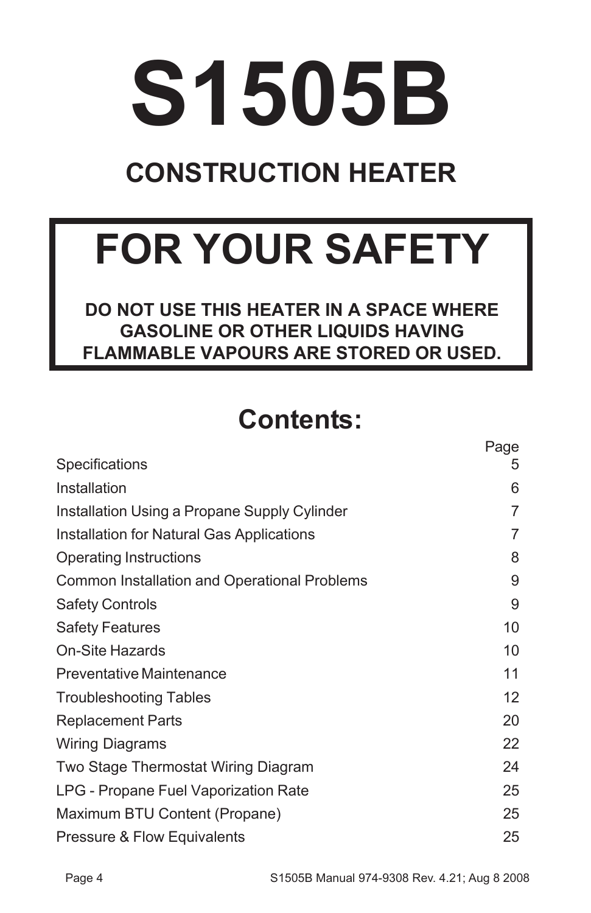# S1505B

## CONSTRUCTION HEATER

## FOR YOUR SAFETY

**DO NOT USE THIS HEATER IN A SPACE WHERE GASOLINE OR OTHER LIQUIDS HAVING FLAMMABLE VAPOURS ARE STORED OR USED.**

## Contents:

| | Page |
|---|---|
| Specifications | 5 |
| Installation | 6 |
| Installation Using a Propane Supply Cylinder | 7 |
| Installation for Natural Gas Applications | 7 |
| Operating Instructions | 8 |
| Common Installation and Operational Problems | 9 |
| Safety Controls | 9 |
| Safety Features | 10 |
| On-Site Hazards | 10 |
| Preventative Maintenance | 11 |
| Troubleshooting Tables | 12 |
| Replacement Parts | 20 |
| Wiring Diagrams | 22 |
| Two Stage Thermostat Wiring Diagram | 24 |
| LPG - Propane Fuel Vaporization Rate | 25 |
| Maximum BTU Content (Propane) | 25 |
| Pressure & Flow Equivalents | 25 |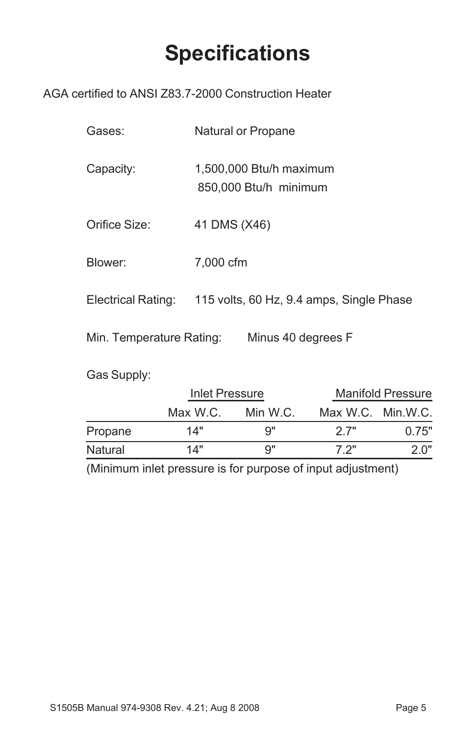# Specifications

AGA certified to ANSI Z83.7-2000 Construction Heater

Gases: Natural or Propane

Capacity: 1,500,000 Btu/h maximum
850,000 Btu/h minimum

Orifice Size: 41 DMS (X46)

Blower: 7,000 cfm

Electrical Rating: 115 volts, 60 Hz, 9.4 amps, Single Phase

Min. Temperature Rating: Minus 40 degrees F

Gas Supply:

| | Inlet Pressure | | Manifold Pressure | |
|---|---|---|---|---|
| | Max W.C. | Min W.C. | Max W.C. | Min.W.C. |
| Propane | 14" | 9" | 2.7" | 0.75" |
| Natural | 14" | 9" | 7.2" | 2.0" |

(Minimum inlet pressure is for purpose of input adjustment)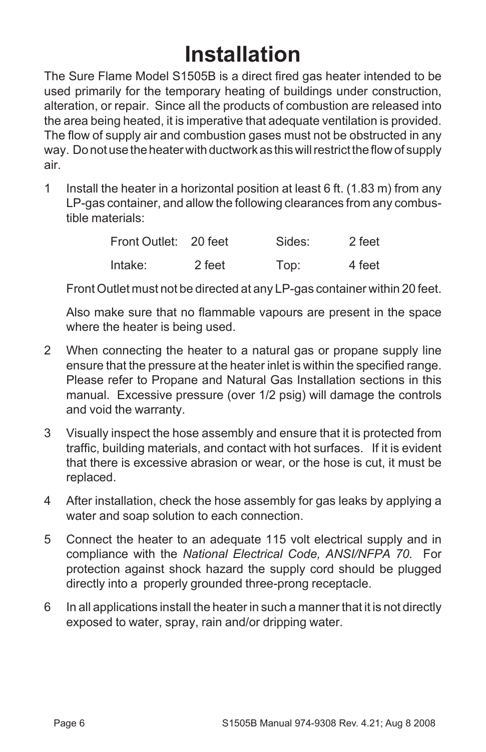# Installation

The Sure Flame Model S1505B is a direct fired gas heater intended to be used primarily for the temporary heating of buildings under construction, alteration, or repair. Since all the products of combustion are released into the area being heated, it is imperative that adequate ventilation is provided. The flow of supply air and combustion gases must not be obstructed in any way. Do not use the heater with ductwork as this will restrict the flow of supply air.

1. Install the heater in a horizontal position at least 6 ft. (1.83 m) from any LP-gas container, and allow the following clearances from any combustible materials:

   | | | | |
   |---|---|---|---|
   | Front Outlet: | 20 feet | Sides: | 2 feet |
   | Intake: | 2 feet | Top: | 4 feet |

   Front Outlet must not be directed at any LP-gas container within 20 feet.

   Also make sure that no flammable vapours are present in the space where the heater is being used.

2. When connecting the heater to a natural gas or propane supply line ensure that the pressure at the heater inlet is within the specified range. Please refer to Propane and Natural Gas Installation sections in this manual. Excessive pressure (over 1/2 psig) will damage the controls and void the warranty.

3. Visually inspect the hose assembly and ensure that it is protected from traffic, building materials, and contact with hot surfaces. If it is evident that there is excessive abrasion or wear, or the hose is cut, it must be replaced.

4. After installation, check the hose assembly for gas leaks by applying a water and soap solution to each connection.

5. Connect the heater to an adequate 115 volt electrical supply and in compliance with the *National Electrical Code, ANSI/NFPA 70.* For protection against shock hazard the supply cord should be plugged directly into a properly grounded three-prong receptacle.

6. In all applications install the heater in such a manner that it is not directly exposed to water, spray, rain and/or dripping water.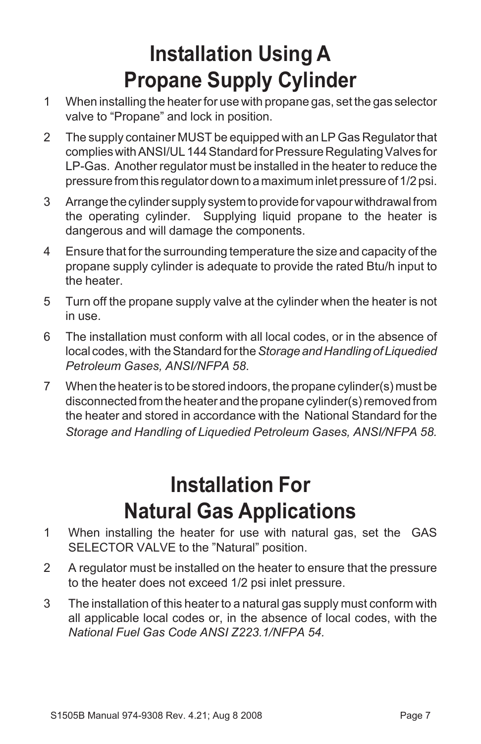# Installation Using A Propane Supply Cylinder

1. When installing the heater for use with propane gas, set the gas selector valve to "Propane" and lock in position.

2. The supply container MUST be equipped with an LP Gas Regulator that complies with ANSI/UL 144 Standard for Pressure Regulating Valves for LP-Gas. Another regulator must be installed in the heater to reduce the pressure from this regulator down to a maximum inlet pressure of 1/2 psi.

3. Arrange the cylinder supply system to provide for vapour withdrawal from the operating cylinder. Supplying liquid propane to the heater is dangerous and will damage the components.

4. Ensure that for the surrounding temperature the size and capacity of the propane supply cylinder is adequate to provide the rated Btu/h input to the heater.

5. Turn off the propane supply valve at the cylinder when the heater is not in use.

6. The installation must conform with all local codes, or in the absence of local codes, with the Standard for the *Storage and Handling of Liquedied Petroleum Gases, ANSI/NFPA 58*.

7. When the heater is to be stored indoors, the propane cylinder(s) must be disconnected from the heater and the propane cylinder(s) removed from the heater and stored in accordance with the National Standard for the *Storage and Handling of Liquedied Petroleum Gases, ANSI/NFPA 58.*

# Installation For Natural Gas Applications

1. When installing the heater for use with natural gas, set the GAS SELECTOR VALVE to the "Natural" position.

2. A regulator must be installed on the heater to ensure that the pressure to the heater does not exceed 1/2 psi inlet pressure.

3. The installation of this heater to a natural gas supply must conform with all applicable local codes or, in the absence of local codes, with the *National Fuel Gas Code ANSI Z223.1/NFPA 54.*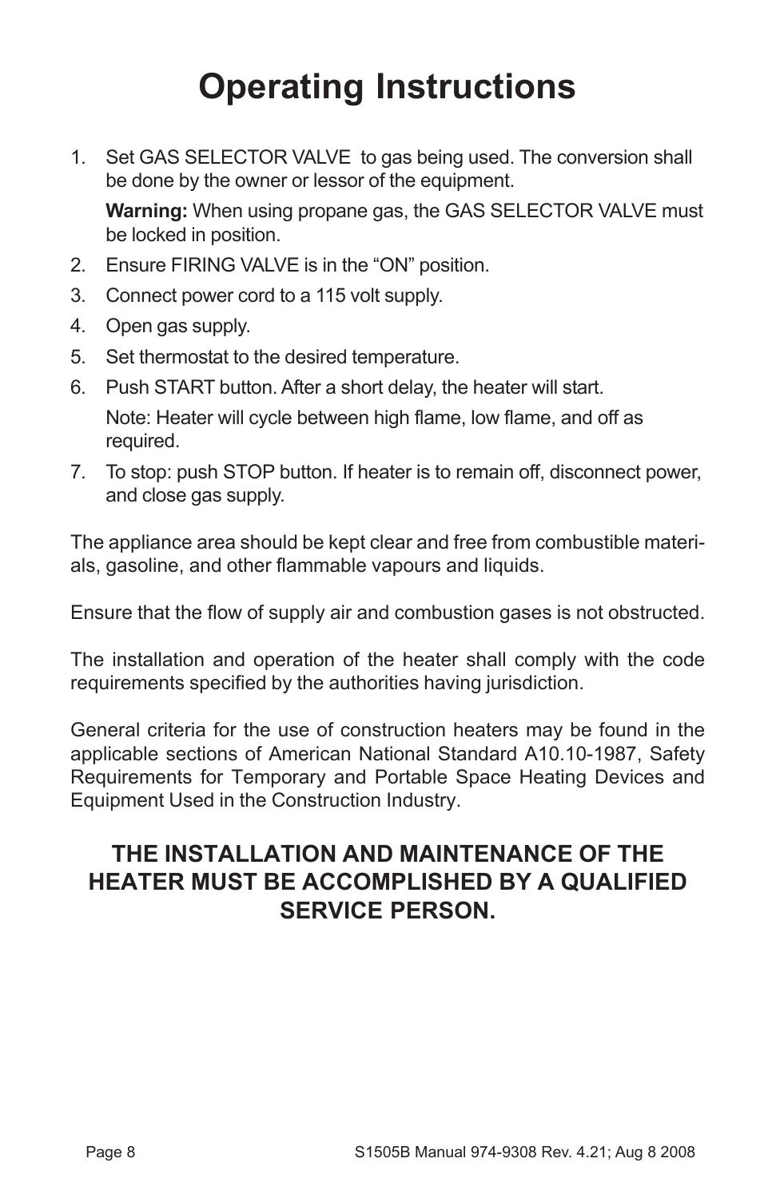# Operating Instructions

1. Set GAS SELECTOR VALVE to gas being used. The conversion shall be done by the owner or lessor of the equipment.

   **Warning:** When using propane gas, the GAS SELECTOR VALVE must be locked in position.

2. Ensure FIRING VALVE is in the "ON" position.
3. Connect power cord to a 115 volt supply.
4. Open gas supply.
5. Set thermostat to the desired temperature.
6. Push START button. After a short delay, the heater will start.

   Note: Heater will cycle between high flame, low flame, and off as required.

7. To stop: push STOP button. If heater is to remain off, disconnect power, and close gas supply.

The appliance area should be kept clear and free from combustible materials, gasoline, and other flammable vapours and liquids.

Ensure that the flow of supply air and combustion gases is not obstructed.

The installation and operation of the heater shall comply with the code requirements specified by the authorities having jurisdiction.

General criteria for the use of construction heaters may be found in the applicable sections of American National Standard A10.10-1987, Safety Requirements for Temporary and Portable Space Heating Devices and Equipment Used in the Construction Industry.

**THE INSTALLATION AND MAINTENANCE OF THE HEATER MUST BE ACCOMPLISHED BY A QUALIFIED SERVICE PERSON.**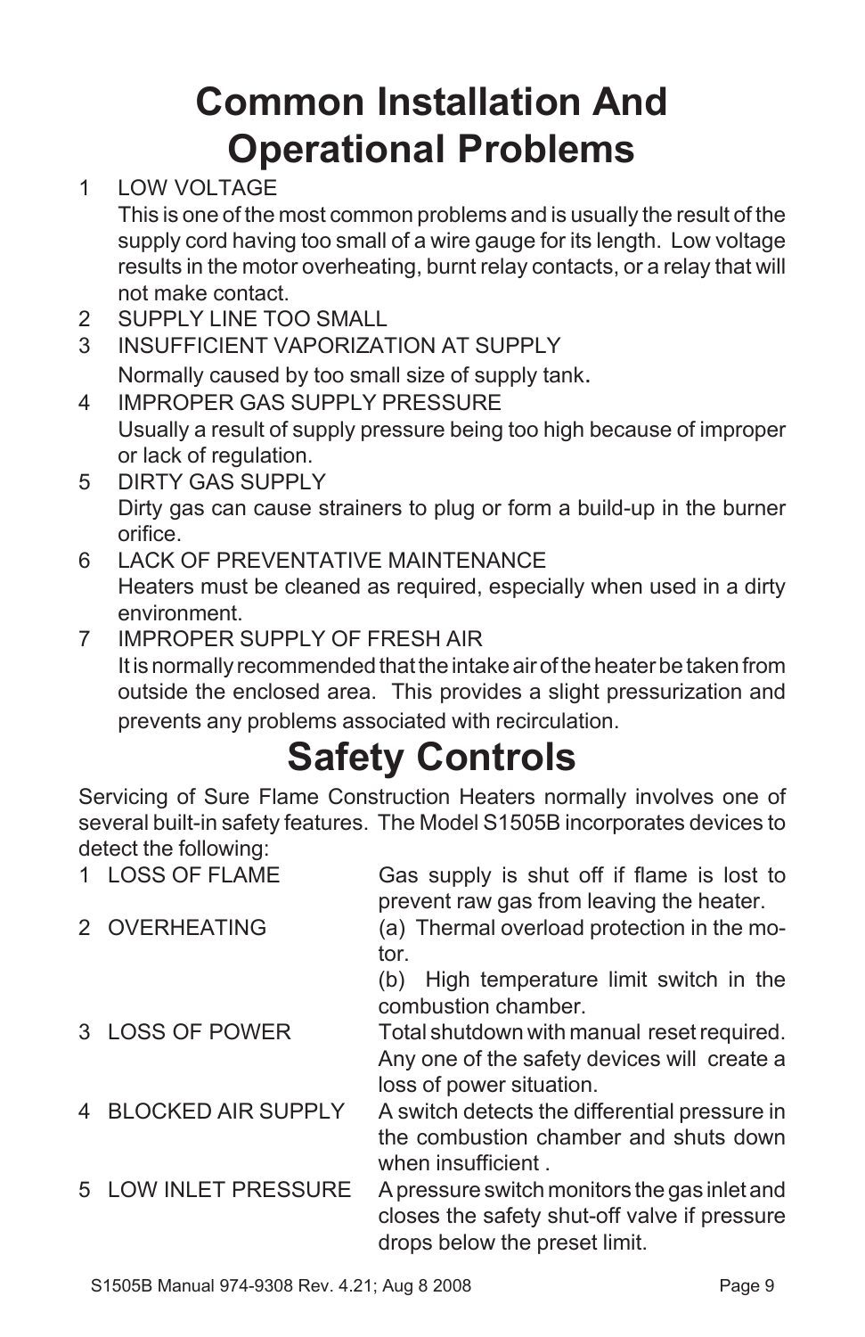# Common Installation And Operational Problems

1. LOW VOLTAGE

   This is one of the most common problems and is usually the result of the supply cord having too small of a wire gauge for its length. Low voltage results in the motor overheating, burnt relay contacts, or a relay that will not make contact.
2. SUPPLY LINE TOO SMALL
3. INSUFFICIENT VAPORIZATION AT SUPPLY

   Normally caused by too small size of supply tank.
4. IMPROPER GAS SUPPLY PRESSURE

   Usually a result of supply pressure being too high because of improper or lack of regulation.
5. DIRTY GAS SUPPLY

   Dirty gas can cause strainers to plug or form a build-up in the burner orifice.
6. LACK OF PREVENTATIVE MAINTENANCE

   Heaters must be cleaned as required, especially when used in a dirty environment.
7. IMPROPER SUPPLY OF FRESH AIR

   It is normally recommended that the intake air of the heater be taken from outside the enclosed area. This provides a slight pressurization and prevents any problems associated with recirculation.

# Safety Controls

Servicing of Sure Flame Construction Heaters normally involves one of several built-in safety features. The Model S1505B incorporates devices to detect the following:

| | |
|---|---|
| 1 LOSS OF FLAME | Gas supply is shut off if flame is lost to prevent raw gas from leaving the heater. |
| 2 OVERHEATING | (a) Thermal overload protection in the motor.<br>(b) High temperature limit switch in the combustion chamber. |
| 3 LOSS OF POWER | Total shutdown with manual reset required. Any one of the safety devices will create a loss of power situation. |
| 4 BLOCKED AIR SUPPLY | A switch detects the differential pressure in the combustion chamber and shuts down when insufficient . |
| 5 LOW INLET PRESSURE | A pressure switch monitors the gas inlet and closes the safety shut-off valve if pressure drops below the preset limit. |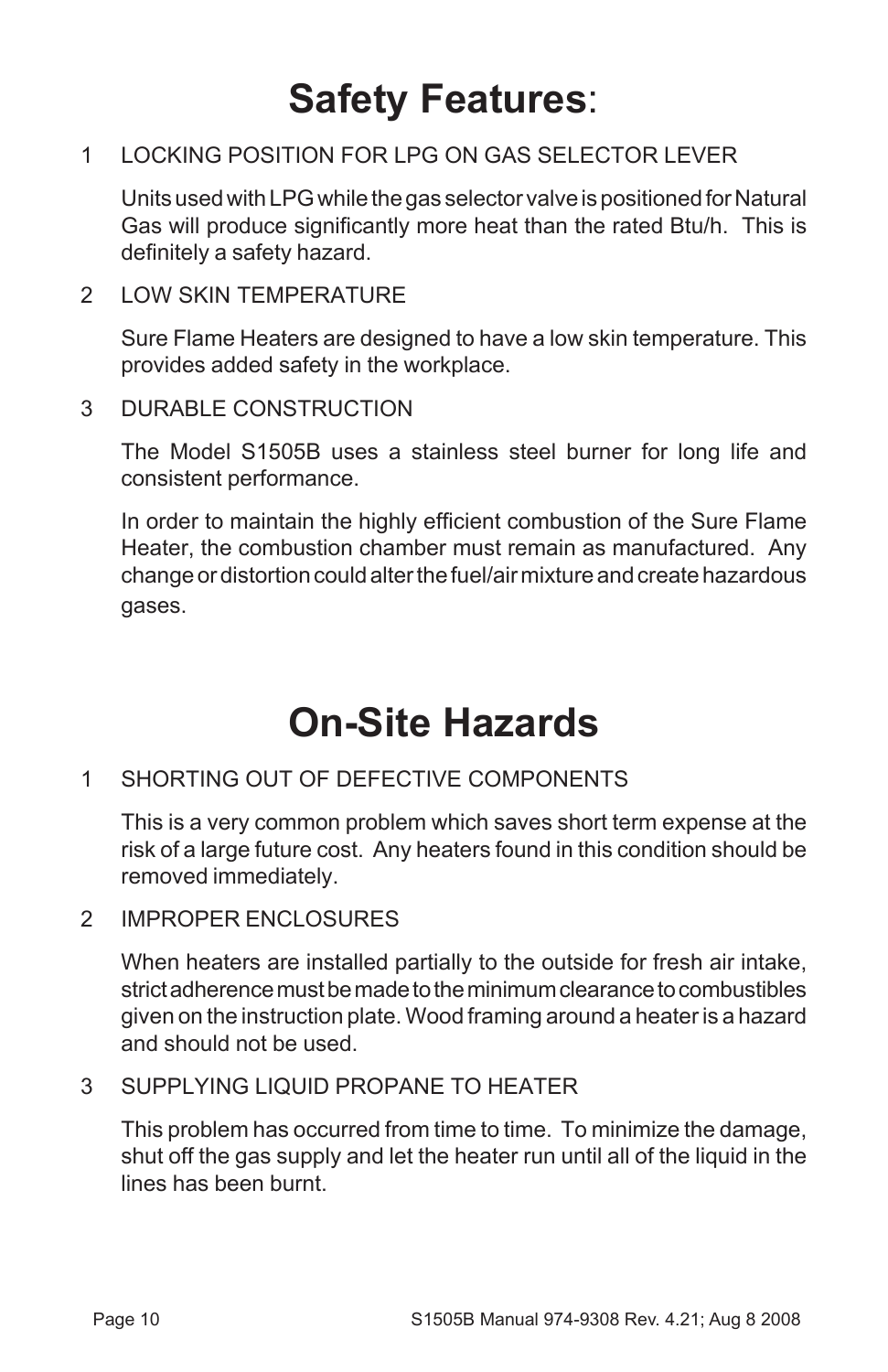# **Safety Features**:

1 LOCKING POSITION FOR LPG ON GAS SELECTOR LEVER

Units used with LPG while the gas selector valve is positioned for Natural Gas will produce significantly more heat than the rated Btu/h. This is definitely a safety hazard.

2 LOW SKIN TEMPERATURE

Sure Flame Heaters are designed to have a low skin temperature. This provides added safety in the workplace.

3 DURABLE CONSTRUCTION

The Model S1505B uses a stainless steel burner for long life and consistent performance.

In order to maintain the highly efficient combustion of the Sure Flame Heater, the combustion chamber must remain as manufactured. Any change or distortion could alter the fuel/air mixture and create hazardous gases.

# **On-Site Hazards**

1 SHORTING OUT OF DEFECTIVE COMPONENTS

This is a very common problem which saves short term expense at the risk of a large future cost. Any heaters found in this condition should be removed immediately.

2 IMPROPER ENCLOSURES

When heaters are installed partially to the outside for fresh air intake, strict adherence must be made to the minimum clearance to combustibles given on the instruction plate. Wood framing around a heater is a hazard and should not be used.

3 SUPPLYING LIQUID PROPANE TO HEATER

This problem has occurred from time to time. To minimize the damage, shut off the gas supply and let the heater run until all of the liquid in the lines has been burnt.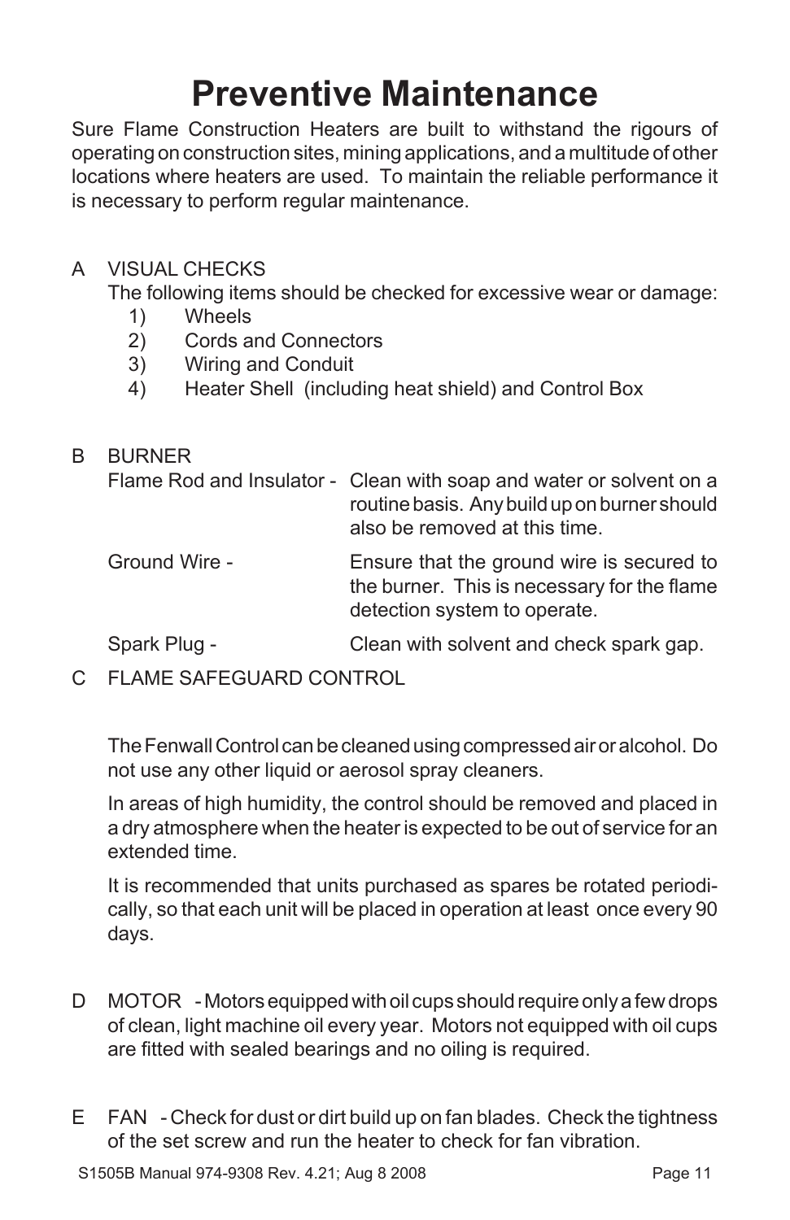# Preventive Maintenance

Sure Flame Construction Heaters are built to withstand the rigours of operating on construction sites, mining applications, and a multitude of other locations where heaters are used. To maintain the reliable performance it is necessary to perform regular maintenance.

A VISUAL CHECKS

The following items should be checked for excessive wear or damage:

1) Wheels
2) Cords and Connectors
3) Wiring and Conduit
4) Heater Shell (including heat shield) and Control Box

B BURNER

| | |
|---|---|
| Flame Rod and Insulator - | Clean with soap and water or solvent on a routine basis. Any build up on burner should also be removed at this time. |
| Ground Wire - | Ensure that the ground wire is secured to the burner. This is necessary for the flame detection system to operate. |
| Spark Plug - | Clean with solvent and check spark gap. |

C FLAME SAFEGUARD CONTROL

The Fenwall Control can be cleaned using compressed air or alcohol. Do not use any other liquid or aerosol spray cleaners.

In areas of high humidity, the control should be removed and placed in a dry atmosphere when the heater is expected to be out of service for an extended time.

It is recommended that units purchased as spares be rotated periodically, so that each unit will be placed in operation at least once every 90 days.

D MOTOR - Motors equipped with oil cups should require only a few drops of clean, light machine oil every year. Motors not equipped with oil cups are fitted with sealed bearings and no oiling is required.

E FAN - Check for dust or dirt build up on fan blades. Check the tightness of the set screw and run the heater to check for fan vibration.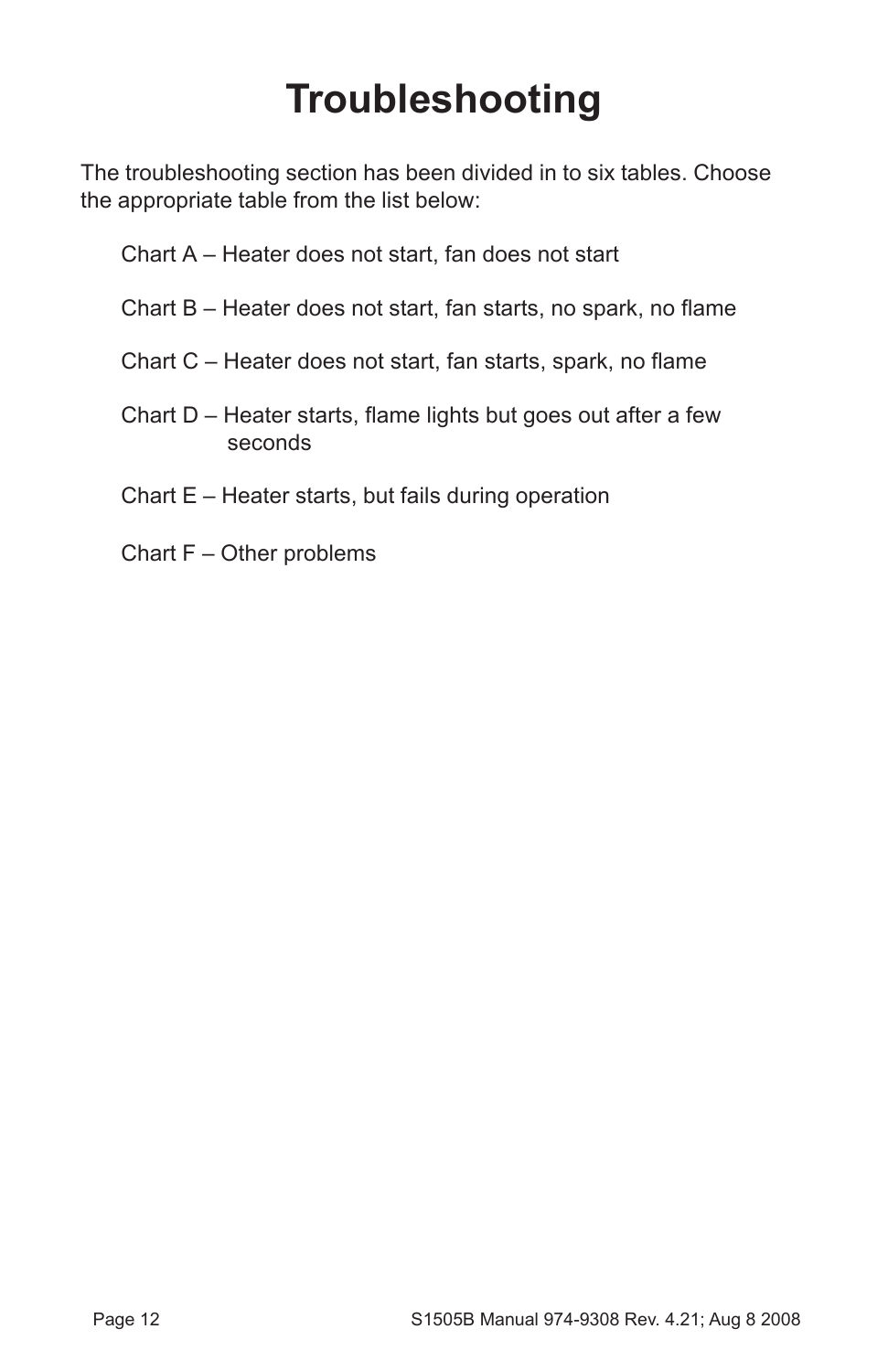# Troubleshooting

The troubleshooting section has been divided in to six tables. Choose the appropriate table from the list below:

- Chart A – Heater does not start, fan does not start
- Chart B – Heater does not start, fan starts, no spark, no flame
- Chart C – Heater does not start, fan starts, spark, no flame
- Chart D – Heater starts, flame lights but goes out after a few seconds
- Chart E – Heater starts, but fails during operation
- Chart F – Other problems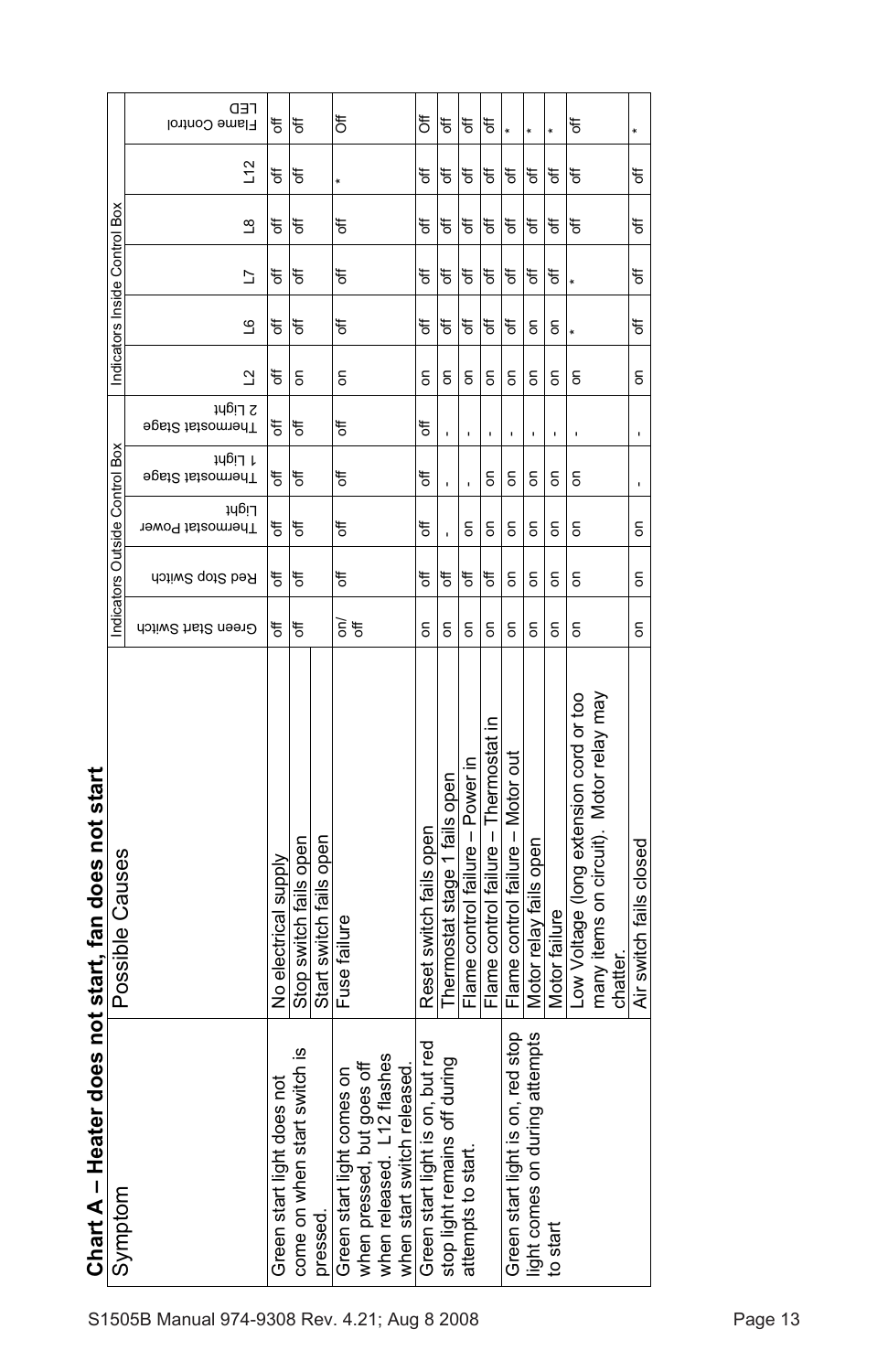## Chart A – Heater does not start, fan does not start

| Symptom | Possible Causes | Indicators Outside Control Box | | | | | Indicators Inside Control Box | | | | | |
|---|---|---|---|---|---|---|---|---|---|---|---|---|
| | | Green Start Switch | Red Stop Switch | Thermostat Power Light | Thermostat Stage 1 Light | Thermostat Stage 2 Light | L2 | L6 | L7 | L8 | L12 | Flame Control LED |
| Green start light does not come on when start switch is pressed. | No electrical supply | off | off | off | off | off | off | off | off | off | off | off |
| | Stop switch fails open | off | off | off | off | off | on | off | off | off | off | off |
| | Start switch fails open | | | | | | | | | | | |
| Green start light comes on when pressed, but goes off when released. L12 flashes when start switch released. | Fuse failure | on/off | off | off | off | off | on | off | off | off | * | Off |
| Green start light is on, but red stop light remains off during attempts to start. | Reset switch fails open | on | off | off | off | off | on | off | off | off | off | Off |
| | Thermostat stage 1 fails open | on | off | - | - | - | on | off | off | off | off | off |
| | Flame control failure – Power in | on | off | on | - | - | on | off | off | off | off | off |
| | Flame control failure – Thermostat in | on | off | on | on | - | on | off | off | off | off | off |
| Green start light is on, red stop light comes on during attempts to start | Flame control failure – Motor out | on | on | on | on | - | on | off | off | off | off | * |
| | Motor relay fails open | on | on | on | on | - | on | on | off | off | off | * |
| | Motor failure | on | on | on | on | - | on | on | off | off | off | * |
| | Low Voltage (long extension cord or too many items on circuit). Motor relay may chatter. | on | on | on | on | - | on | * | * | off | off | off |
| | Air switch fails closed | on | on | on | - | - | on | off | off | off | off | * |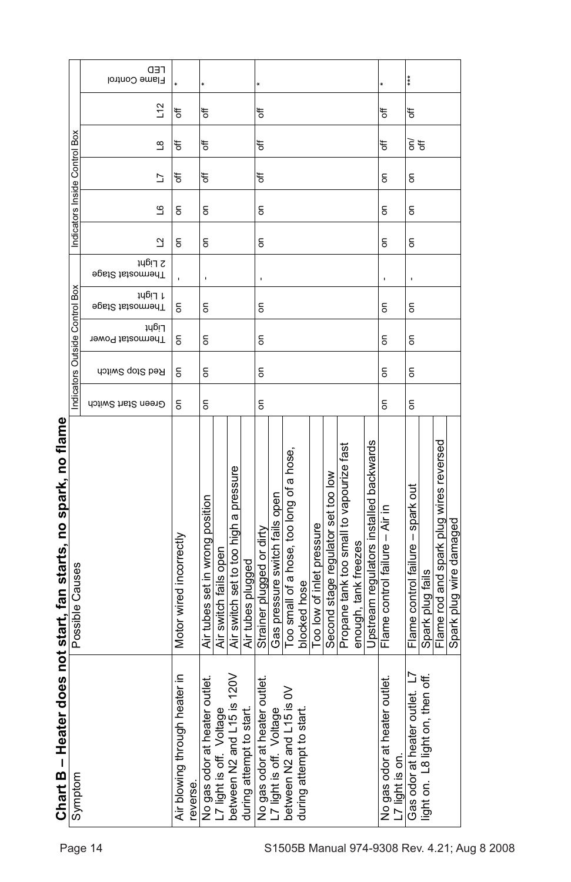## Chart B – Heater does not start, fan starts, no spark, no flame

| Symptom | Possible Causes | Indicators Outside Control Box | | | | | Indicators Inside Control Box | | | | | |
|---|---|---|---|---|---|---|---|---|---|---|---|---|
| | | Green Start Switch | Red Stop Switch | Thermostat Power Light | Thermostat Stage 1 Light | Thermostat Stage 2 Light | L2 | L6 | L7 | L8 | L12 | LED Flame Control |
| Air blowing through heater in reverse. | Motor wired incorrectly | on | on | on | on | - | on | on | off | off | off | * |
| No gas odor at heater outlet. L7 light is off. Voltage between N2 and L15 is 120V during attempt to start. | Air tubes set in wrong position<br>Air switch fails open<br>Air switch set to too high a pressure<br>Air tubes plugged | on | on | on | on | - | on | on | off | off | off | * |
| No gas odor at heater outlet. L7 light is off. Voltage between N2 and L15 is 0V during attempt to start. | Strainer plugged or dirty<br>Gas pressure switch fails open<br>Too small of a hose, too long of a hose, blocked hose<br>Too low of inlet pressure<br>Second stage regulator set too low<br>Propane tank too small to vapourize fast enough, tank freezes<br>Upstream regulators installed backwards | on | on | on | on | - | on | on | off | off | off | * |
| No gas odor at heater outlet. L7 light is on. | Flame control failure – Air in | on | on | on | on | - | on | on | on | off | off | * |
| Gas odor at heater outlet. L7 light on. L8 light on, then off. | Flame control failure – spark out<br>Spark plug fails<br>Flame rod and spark plug wires reversed<br>Spark plug wire damaged | on | on | on | on | - | on | on | on | on/off | off | *** |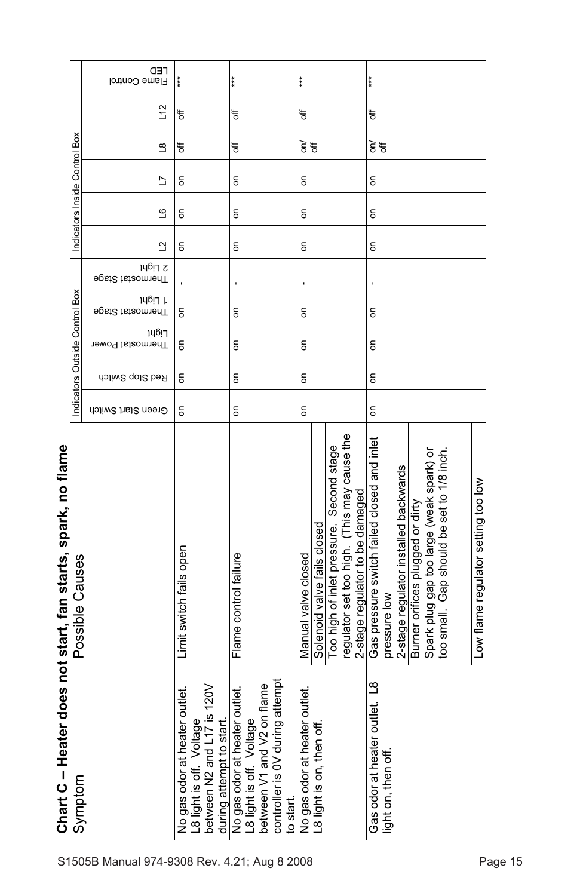## Chart C – Heater does not start, fan starts, spark, no flame

| Symptom | Possible Causes | Indicators Outside Control Box | | | | | Indicators Inside Control Box | | | | | |
|---|---|---|---|---|---|---|---|---|---|---|---|---|
| | | Green Start Switch | Red Stop Switch | Thermostat Power Light | Thermostat Stage 1 Light | Thermostat Stage 2 Light | L2 | L6 | L7 | L8 | L12 | Flame Control LED |
| No gas odor at heater outlet. L8 light is off. Voltage between N2 and L17 is 120V during attempt to start. | Limit switch fails open | on | on | on | on | - | on | on | on | off | off | *** |
| No gas odor at heater outlet. L8 light is off. Voltage between V1 and V2 on flame controller is 0V during attempt to start. | Flame control failure | on | on | on | on | - | on | on | on | off | off | *** |
| No gas odor at heater outlet. L8 light is on, then off. | Manual valve closed<br>Solenoid valve fails closed<br>Too high of inlet pressure. Second stage regulator set too high. (This may cause the 2-stage regulator to be damaged | on | on | on | on | - | on | on | on | on/off | off | *** |
| Gas odor at heater outlet. L8 light on, then off. | Gas pressure switch failed closed and inlet pressure low<br>2-stage regulator installed backwards<br>Burner orifices plugged or dirty<br>Spark plug gap too large (weak spark) or too small. Gap should be set to 1/8 inch.<br>Low flame regulator setting too low | on | on | on | on | - | on | on | on | on/off | off | *** |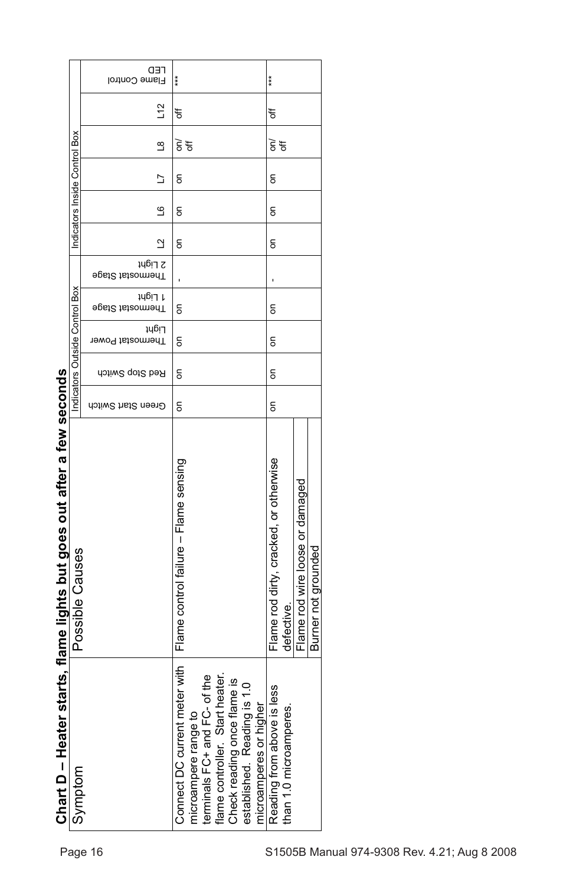## Chart D – Heater starts, flame lights but goes out after a few seconds

| Symptom | Possible Causes | Indicators Outside Control Box | | | | | Indicators Inside Control Box | | | | | |
|---|---|---|---|---|---|---|---|---|---|---|---|---|
| | | Green Start Switch | Red Stop Switch | Thermostat Power Light | Thermostat Stage 1 Light | Thermostat Stage 2 Light | L2 | L6 | L7 | L8 | L12 | Flame Control LED |
| Connect DC current meter with microampere range to terminals FC+ and FC- of the flame controller. Start heater. Check reading once flame is established. Reading is 1.0 microamperes or higher | Flame control failure – Flame sensing | on | on | on | on | - | on | on | on | on/off | off | *** |
| Reading from above is less than 1.0 microamperes. | Flame rod dirty, cracked, or otherwise defective. | on | on | on | on | - | on | on | on | on/off | off | *** |
| | Flame rod wire loose or damaged | | | | | | | | | | | |
| | Burner not grounded | | | | | | | | | | | |

S1505B Manual 974-9308 Rev. 4.21; Aug 8 2008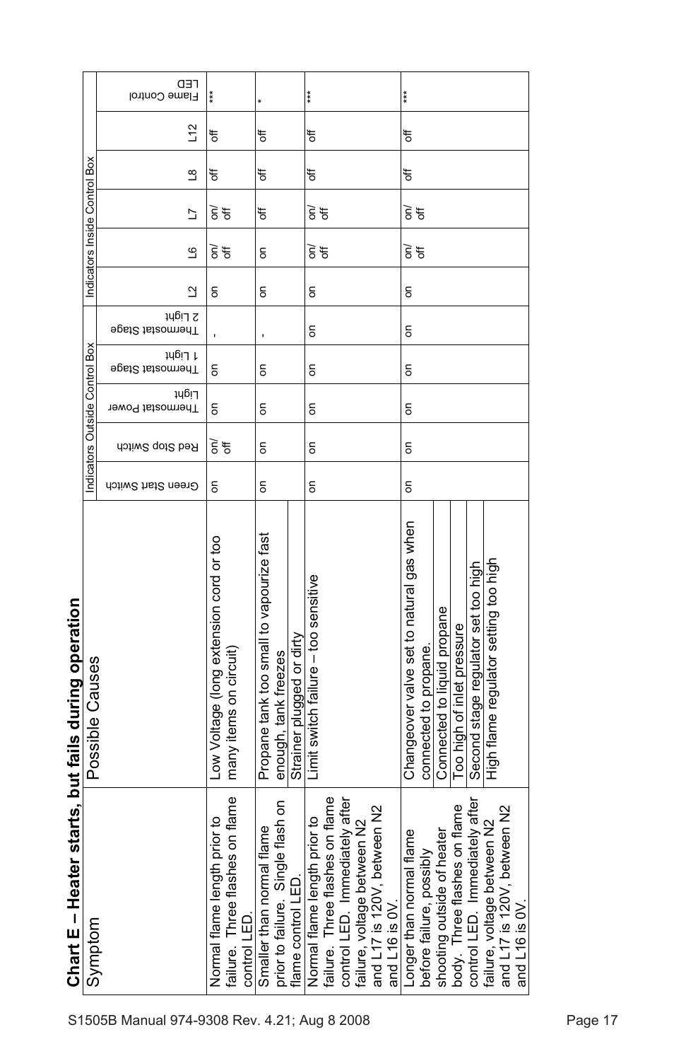## Chart E – Heater starts, but fails during operation

| Symptom | Possible Causes | Indicators Outside Control Box | | | | | Indicators Inside Control Box | | | | | |
|---|---|---|---|---|---|---|---|---|---|---|---|---|
| | | Green Start Switch | Red Stop Switch | Thermostat Power Light | Thermostat Stage 1 Light | Thermostat Stage 2 Light | L2 | L6 | L7 | L8 | L12 | Flame Control LED |
| Normal flame length prior to failure. Three flashes on flame control LED. | Low Voltage (long extension cord or too many items on circuit) | on | on/ off | on | on | - | on | on/ off | on/ off | off | off | *** |
| Smaller than normal flame prior to failure. Single flash on flame control LED. | Propane tank too small to vapourize fast enough, tank freezes<br>Strainer plugged or dirty | on | on | on | on | - | on | on | off | off | off | * |
| Normal flame length prior to failure. Three flashes on flame control LED. Immediately after failure, voltage between N2 and L17 is 120V, between N2 and L16 is 0V. | Limit switch failure – too sensitive | on | on | on | on | on | on | on/ off | on/ off | off | off | *** |
| Longer than normal flame before failure, possibly shooting outside of heater body. Three flashes on flame control LED. Immediately after failure, voltage between N2 and L17 is 120V, between N2 and L16 is 0V. | Changeover valve set to natural gas when connected to propane.<br>Connected to liquid propane<br>Too high of inlet pressure<br>Second stage regulator set too high<br>High flame regulator setting too high | on | on | on | on | on | on | on/ off | on/ off | off | off | *** |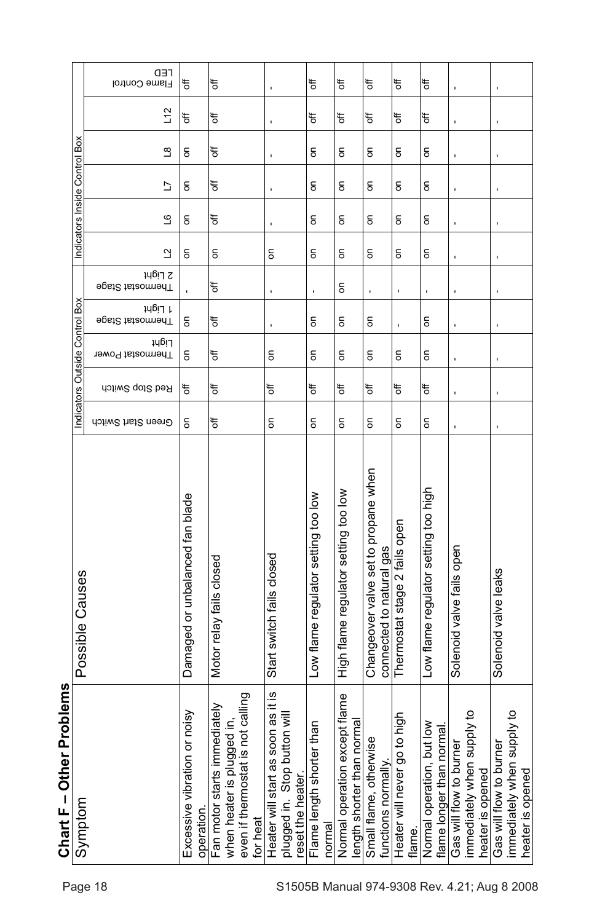## Chart F – Other Problems

| Symptom | Possible Causes | Indicators Outside Control Box | | | | | Indicators Inside Control Box | | | | | |
|---|---|---|---|---|---|---|---|---|---|---|---|---|
| | | Green Start Switch | Red Stop Switch | Thermostat Power Light | Thermostat Stage 1 Light | Thermostat Stage 2 Light | L2 | L6 | L7 | L8 | L12 | Flame Control LED |
| Excessive vibration or noisy operation. | Damaged or unbalanced fan blade | on | off | on | on | - | on | on | on | on | off | off |
| Fan motor starts immediately when heater is plugged in, even if thermostat is not calling for heat | Motor relay fails closed | off | off | off | off | off | on | off | off | off | off | off |
| Heater will start as soon as it is plugged in. Stop button will reset the heater. | Start switch fails closed | on | off | on | - | - | on | - | - | - | - | - |
| Flame length shorter than normal | Low flame regulator setting too low | on | off | on | on | - | on | on | on | on | off | off |
| Normal operation except flame length shorter than normal | High flame regulator setting too low | on | off | on | on | on | on | on | on | on | off | off |
| Small flame, otherwise functions normally. | Changeover valve set to propane when connected to natural gas | on | off | on | on | - | on | on | on | on | off | off |
| Heater will never go to high flame. | Thermostat stage 2 fails open | on | off | on | - | - | on | on | on | on | off | off |
| Normal operation, but low flame longer than normal. | Low flame regulator setting too high | on | off | on | on | - | on | on | on | on | off | off |
| Gas will flow to burner immediately when supply to heater is opened | Solenoid valve fails open | - | - | - | - | - | - | - | - | - | - | - |
| Gas will flow to burner immediately when supply to heater is opened | Solenoid valve leaks | - | - | - | - | - | - | - | - | - | - | - |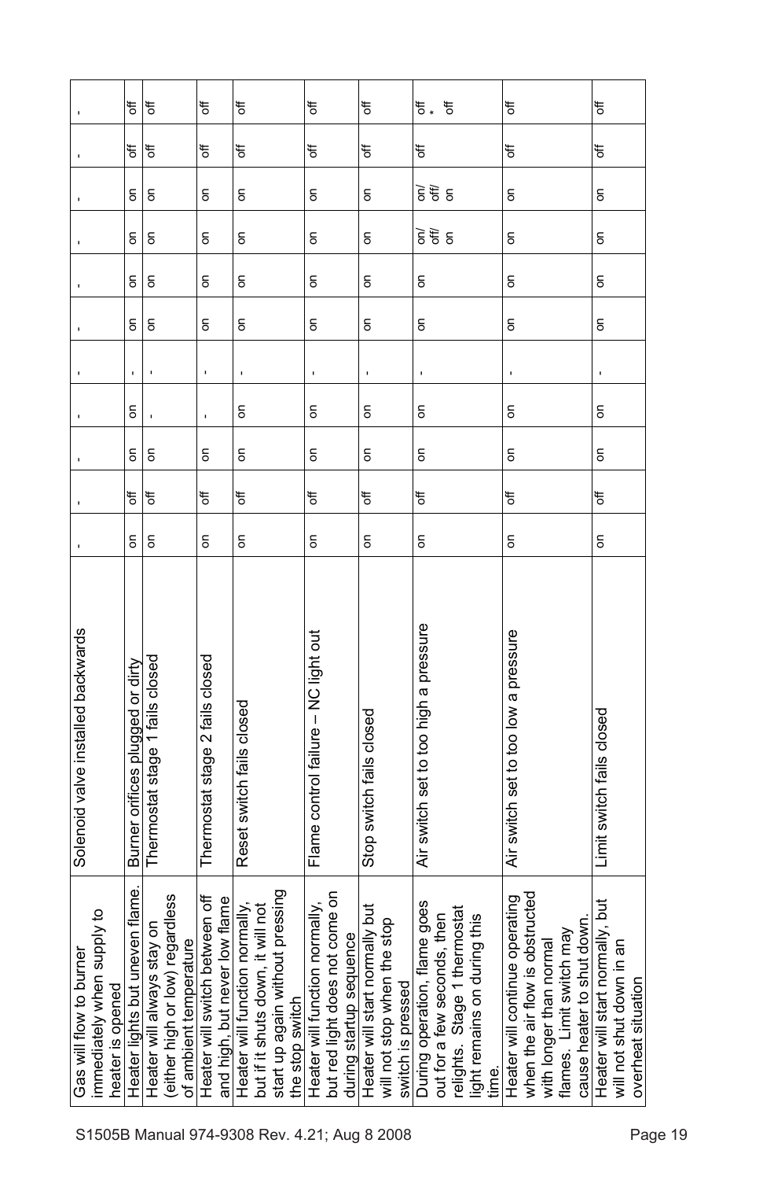| | | | | | | | | | | | | |
|---|---|---|---|---|---|---|---|---|---|---|---|---|
| Gas will flow to burner immediately when supply to heater is opened | Solenoid valve installed backwards | - | - | - | - | - | - | - | - | - | - | - |
| Heater lights but uneven flame. | Burner orifices plugged or dirty | on | off | on | on | - | on | on | on | on | off | off |
| Heater will always stay on (either high or low) regardless of ambient temperature | Thermostat stage 1 fails closed | on | off | on | - | - | on | on | on | on | off | off |
| Heater will switch between off and high, but never low flame | Thermostat stage 2 fails closed | on | off | on | - | - | on | on | on | on | off | off |
| Heater will function normally, but if it shuts down, it will not start up again without pressing the stop switch | Reset switch fails closed | on | off | on | on | - | on | on | on | on | off | off |
| Heater will function normally, but red light does not come on during startup sequence | Flame control failure – NC light out | on | off | on | on | - | on | on | on | on | off | off |
| Heater will start normally but will not stop when the stop switch is pressed | Stop switch fails closed | on | off | on | on | - | on | on | on | on | off | off |
| During operation, flame goes out for a few seconds, then relights. Stage 1 thermostat light remains on during this time. | Air switch set to too high a pressure | on | off | on | on | - | on | on | on/ off/ on | on/ off/ on | off | off * off |
| Heater will continue operating when the air flow is obstructed with longer than normal flames. Limit switch may cause heater to shut down. | Air switch set to too low a pressure | on | off | on | on | - | on | on | on | on | off | off |
| Heater will start normally, but will not shut down in an overheat situation | Limit switch fails closed | on | off | on | on | - | on | on | on | on | off | off |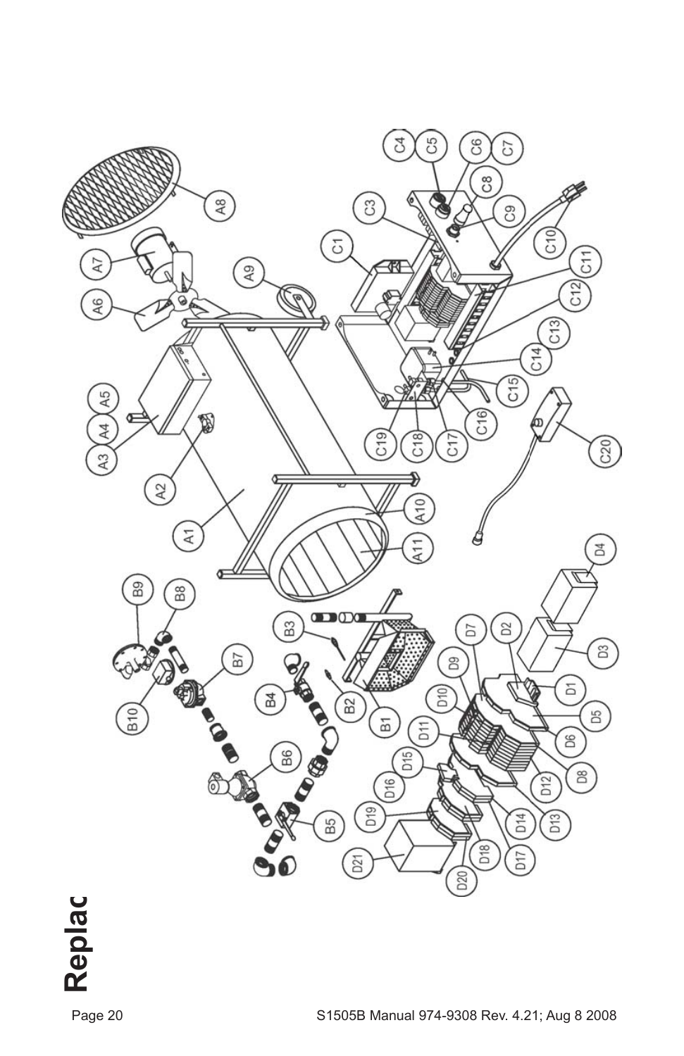# Replac

A1 A2 A3 A4 A5 A6 A7 A8 A9 A10 A11

B1 B2 B3 B4 B5 B6 B7 B8 B9 B10

C1 C3 C4 C5 C6 C7 C8 C9 C10 C11 C12 C13 C14 C15 C16 C17 C18 C19 C20

D1 D2 D3 D4 D5 D6 D7 D8 D9 D10 D11 D12 D13 D14 D15 D16 D17 D18 D19 D20 D21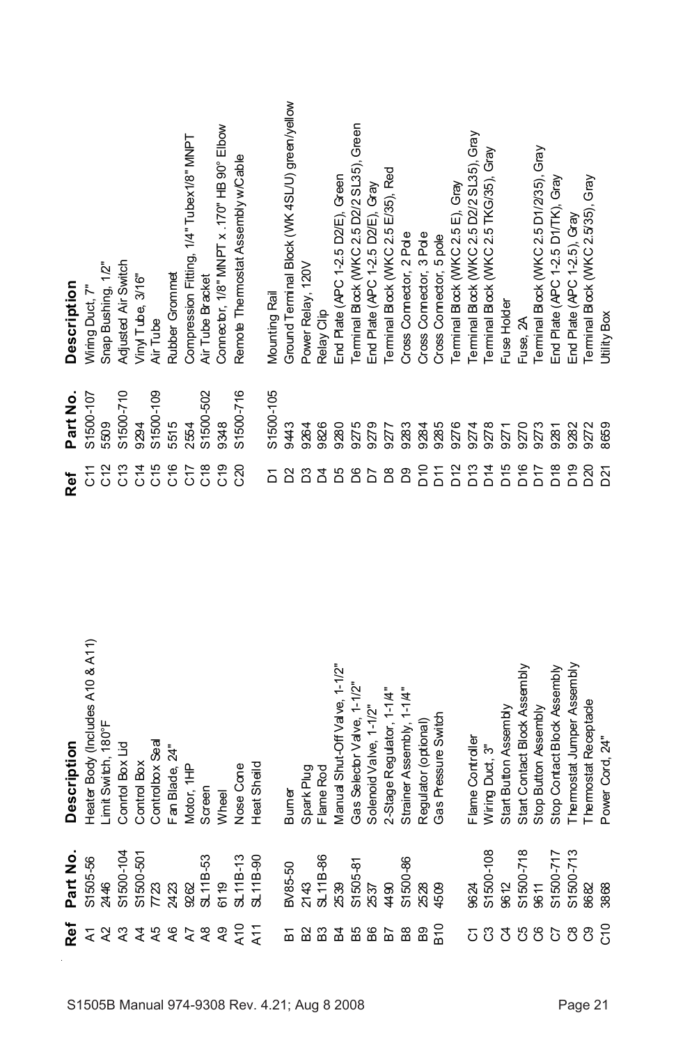| Ref | Part No. | Description |
|---|---|---|
| A1 | S1505-56 | Heater Body (Includes A10 & A11) |
| A2 | 2446 | Limit Switch, 180°F |
| A3 | S1500-104 | Control Box Lid |
| A4 | S1500-501 | Control Box |
| A5 | 7723 | Controlbox Seal |
| A6 | 2423 | Fan Blade, 24" |
| A7 | 9262 | Motor, 1HP |
| A8 | SL11B-53 | Screen |
| A9 | 6119 | Wheel |
| A10 | SL11B-13 | Nose Cone |
| A11 | SL11B-90 | Heat Sheild |
| | | |
| B1 | BV85-50 | Burner |
| B2 | 2143 | Spark Plug |
| B3 | SL11B-86 | Flame Rod |
| B4 | 2539 | Manual Shut-Off Valve, 1-1/2" |
| B5 | S1505-81 | Gas Selector Valve, 1-1/2" |
| B6 | 2537 | Solenoid Valve, 1-1/2" |
| B7 | 4490 | 2-Stage Regulator, 1-1/4" |
| B8 | S1500-86 | Strainer Assembly, 1-1/4" |
| B9 | 2528 | Regulator (optional) |
| B10 | 4509 | Gas Pressure Switch |
| | | |
| C1 | 9624 | Flame Controller |
| C3 | S1500-108 | Wiring Duct, 3" |
| C4 | 9612 | Start Button Assembly |
| C5 | S1500-718 | Start Contact Block Assembly |
| C6 | 9611 | Stop Button Assembly |
| C7 | S1500-717 | Stop Contact Block Assembly |
| C8 | S1500-713 | Thermostat Jumper Assembly |
| C9 | 8682 | Thermostat Receptacle |
| C10 | 3868 | Power Cord, 24" |
| C11 | S1500-107 | Wiring Duct, 7" |
| C12 | 5509 | Snap Bushing, 1/2" |
| C13 | S1500-710 | Adjusted Air Switch |
| C14 | 9294 | Vinyl Tube, 3/16" |
| C15 | S1500-109 | Air Tube |
| C16 | 5515 | Rubber Grommet |
| C17 | 2554 | Compression Fitting, 1/4" Tubex1/8" MNPT |
| C18 | S1500-502 | Air Tube Bracket |
| C19 | 9348 | Connector, 1/8" MNPT x .170" HB 90° Elbow |
| C20 | S1500-716 | Remote Thermostat Assembly w/Cable |
| | | |
| D1 | S1500-105 | Mounting Rail |
| D2 | 9443 | Ground Terminal Block (WK 4SL/U) green/yellow |
| D3 | 9264 | Power Relay, 120V |
| D4 | 9826 | Relay Clip |
| D5 | 9280 | End Plate (APC 1-2.5 D2/E), Green |
| D6 | 9275 | Terminal Block (WKC 2.5 D2/2 SL35), Green |
| D7 | 9279 | End Plate (APC 1-2.5 D2/E), Gray |
| D8 | 9277 | Terminal Block (WKC 2.5 E/35), Red |
| D9 | 9283 | Cross Connector, 2 Pole |
| D10 | 9284 | Cross Connector, 3 Pole |
| D11 | 9285 | Cross Connector, 5 pole |
| D12 | 9276 | Terminal Block (WKC 2.5 E), Gray |
| D13 | 9274 | Terminal Block (WKC 2.5 D2/2 SL35), Gray |
| D14 | 9278 | Terminal Block (WKC 2.5 TKG/35), Gray |
| D15 | 9271 | Fuse Holder |
| D16 | 9270 | Fuse, 2A |
| D17 | 9273 | Terminal Block (WKC 2.5 D1/2/35), Gray |
| D18 | 9281 | End Plate (APC 1-2.5 D1/TK), Gray |
| D19 | 9282 | End Plate (APC 1-2.5), Gray |
| D20 | 9272 | Terminal Block (WKC 2.5/35), Gray |
| D21 | 8659 | Utility Box |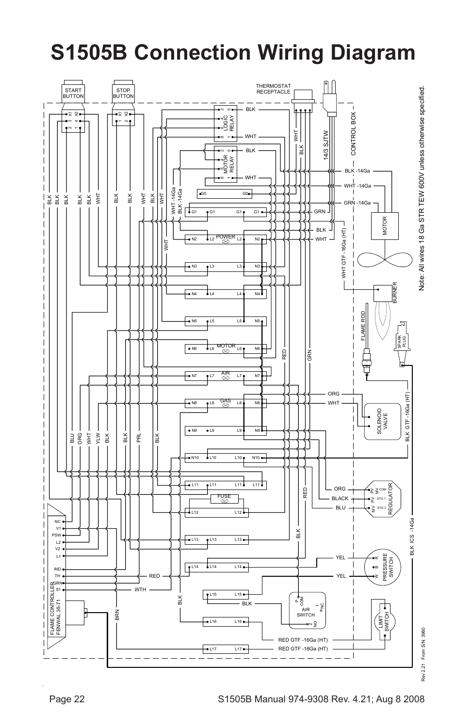# S1505B Connection Wiring Diagram

Note: All wires 18 Ga STR TEW 600V unless otherwise specified.

START BUTTON

STOP BUTTON

THERMOSTAT RECEPTACLE

LOGIC RELAY

MOTOR RELAY

POWER

MOTOR

AIR

GAS

FUSE

14/3 SJTW

CONTROL BOX

BLK -14Ga

WHT -14Ga

GRN -14Ga

MOTOR

BURNER

FLAME ROD

SPARK PLUG

SOLENOID VALVE

REGULATOR

PRESSURE SWITCH

AIR SWITCH

LIMIT SWITCH

FLAME CONTROLLER FENWAL 35-71

WHT GTF -16Ga (HT)

BLK GTF -16Ga (HT)

BLK ICS -14Ga

RED GTF -16Ga (HT)

RED GTF -16Ga (HT)

Rev 2.21 From S/N: 3960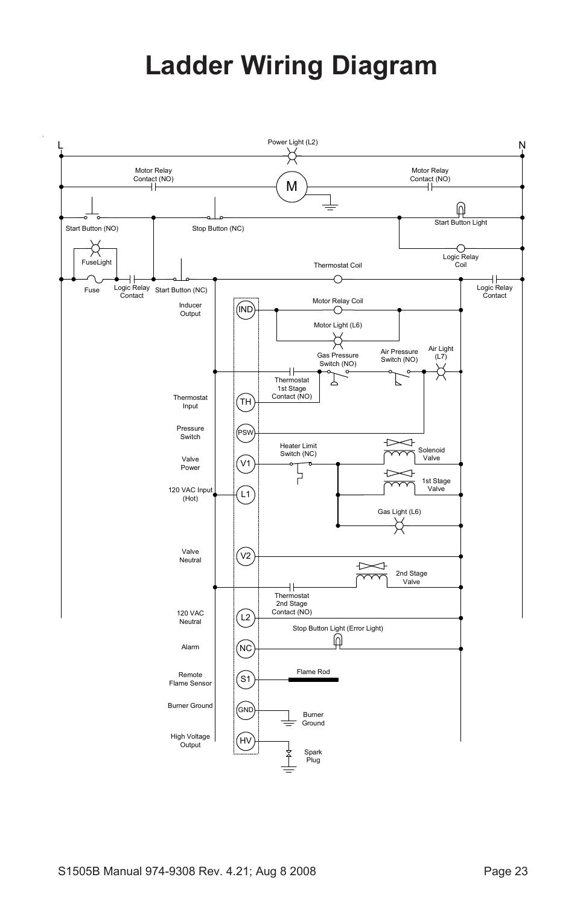# Ladder Wiring Diagram

L

N

Power Light (L2)

Motor Relay Contact (NO)

M

Motor Relay Contact (NO)

Start Button (NO)

Stop Button (NC)

Start Button Light

Logic Relay Coil

FuseLight

Fuse

Logic Relay Contact

Start Button (NC)

Thermostat Coil

Logic Relay Contact

Inducer Output — IND

Motor Relay Coil

Motor Light (L6)

Gas Pressure Switch (NO)

Air Pressure Switch (NO)

Air Light (L7)

Thermostat 1st Stage Contact (NO)

Thermostat Input — TH

Pressure Switch — PSW

Heater Limit Switch (NC)

Solenoid Valve

Valve Power — V1

1st Stage Valve

120 VAC Input (Hot) — L1

Gas Light (L6)

Valve Neutral — V2

2nd Stage Valve

Thermostat 2nd Stage Contact (NO)

120 VAC Neutral — L2

Stop Button Light (Error Light)

Alarm — NC

Remote Flame Sensor — S1

Flame Rod

Burner Ground — GND

Burner Ground

High Voltage Output — HV

Spark Plug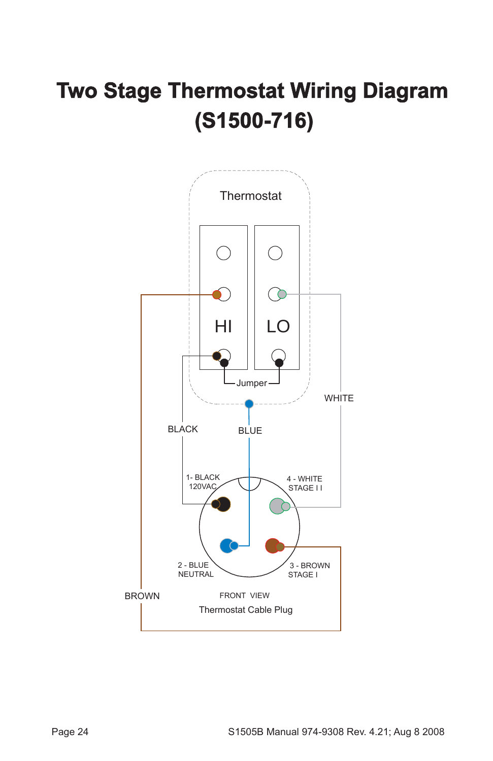# Two Stage Thermostat Wiring Diagram (S1500-716)

Thermostat

HI

LO

Jumper

WHITE

BLACK

BLUE

1- BLACK
120VAC

4 - WHITE
STAGE I I

2 - BLUE
NEUTRAL

3 - BROWN
STAGE I

BROWN

FRONT VIEW

Thermostat Cable Plug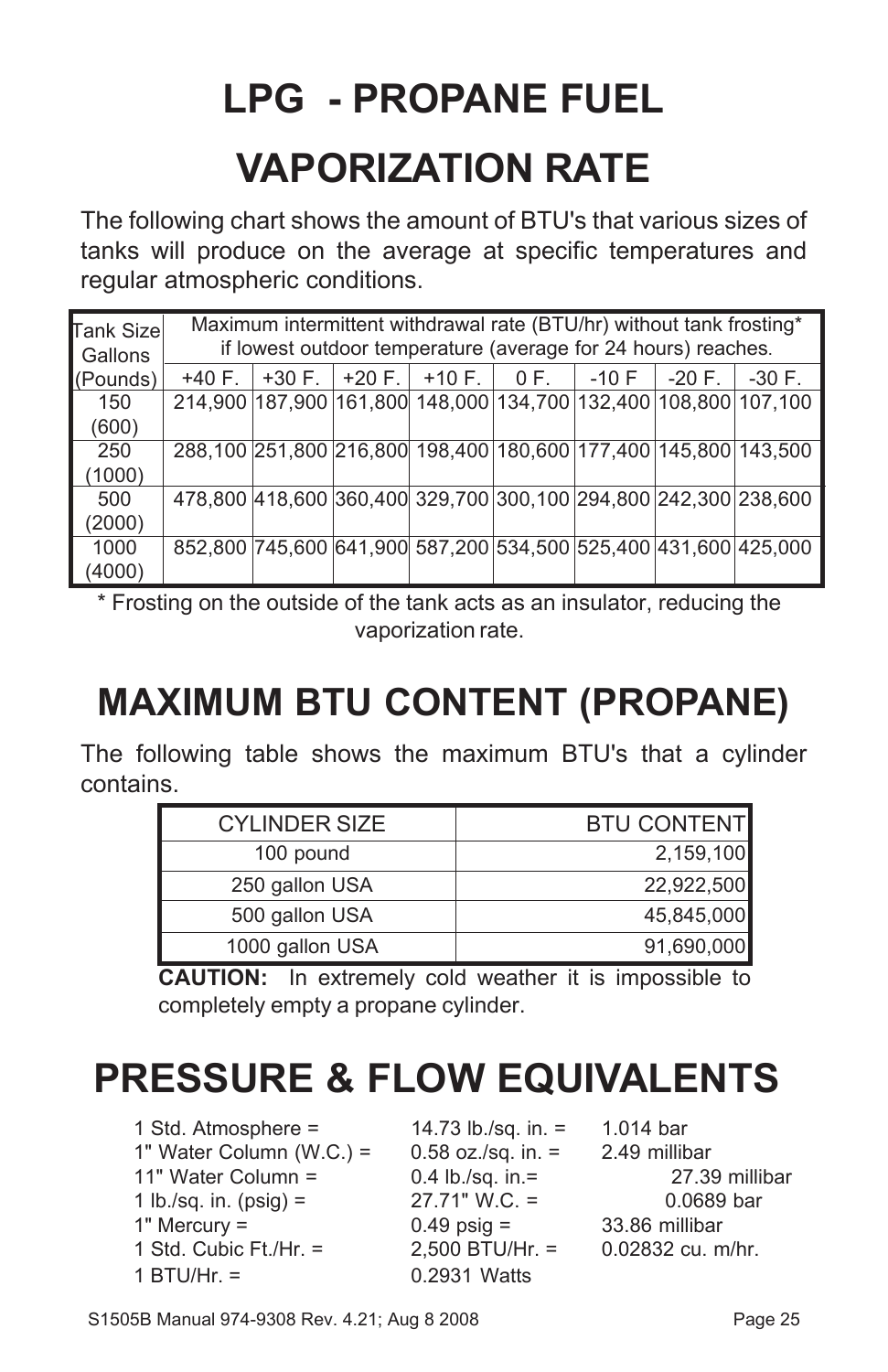# LPG - PROPANE FUEL VAPORIZATION RATE

The following chart shows the amount of BTU's that various sizes of tanks will produce on the average at specific temperatures and regular atmospheric conditions.

| Tank Size Gallons (Pounds) | Maximum intermittent withdrawal rate (BTU/hr) without tank frosting* if lowest outdoor temperature (average for 24 hours) reaches. | | | | | | | |
|---|---|---|---|---|---|---|---|---|
| | +40 F. | +30 F. | +20 F. | +10 F. | 0 F. | -10 F | -20 F. | -30 F. |
| 150 (600) | 214,900 | 187,900 | 161,800 | 148,000 | 134,700 | 132,400 | 108,800 | 107,100 |
| 250 (1000) | 288,100 | 251,800 | 216,800 | 198,400 | 180,600 | 177,400 | 145,800 | 143,500 |
| 500 (2000) | 478,800 | 418,600 | 360,400 | 329,700 | 300,100 | 294,800 | 242,300 | 238,600 |
| 1000 (4000) | 852,800 | 745,600 | 641,900 | 587,200 | 534,500 | 525,400 | 431,600 | 425,000 |

* Frosting on the outside of the tank acts as an insulator, reducing the vaporization rate.

# MAXIMUM BTU CONTENT (PROPANE)

The following table shows the maximum BTU's that a cylinder contains.

| CYLINDER SIZE | BTU CONTENT |
|---|---|
| 100 pound | 2,159,100 |
| 250 gallon USA | 22,922,500 |
| 500 gallon USA | 45,845,000 |
| 1000 gallon USA | 91,690,000 |

**CAUTION:** In extremely cold weather it is impossible to completely empty a propane cylinder.

# PRESSURE & FLOW EQUIVALENTS

| | | |
|---|---|---|
| 1 Std. Atmosphere = | 14.73 lb./sq. in. = | 1.014 bar |
| 1" Water Column (W.C.) = | 0.58 oz./sq. in. = | 2.49 millibar |
| 11" Water Column = | 0.4 lb./sq. in.= | 27.39 millibar |
| 1 lb./sq. in. (psig) = | 27.71" W.C. = | 0.0689 bar |
| 1" Mercury = | 0.49 psig = | 33.86 millibar |
| 1 Std. Cubic Ft./Hr. = | 2,500 BTU/Hr. = | 0.02832 cu. m/hr. |
| 1 BTU/Hr. = | 0.2931 Watts | |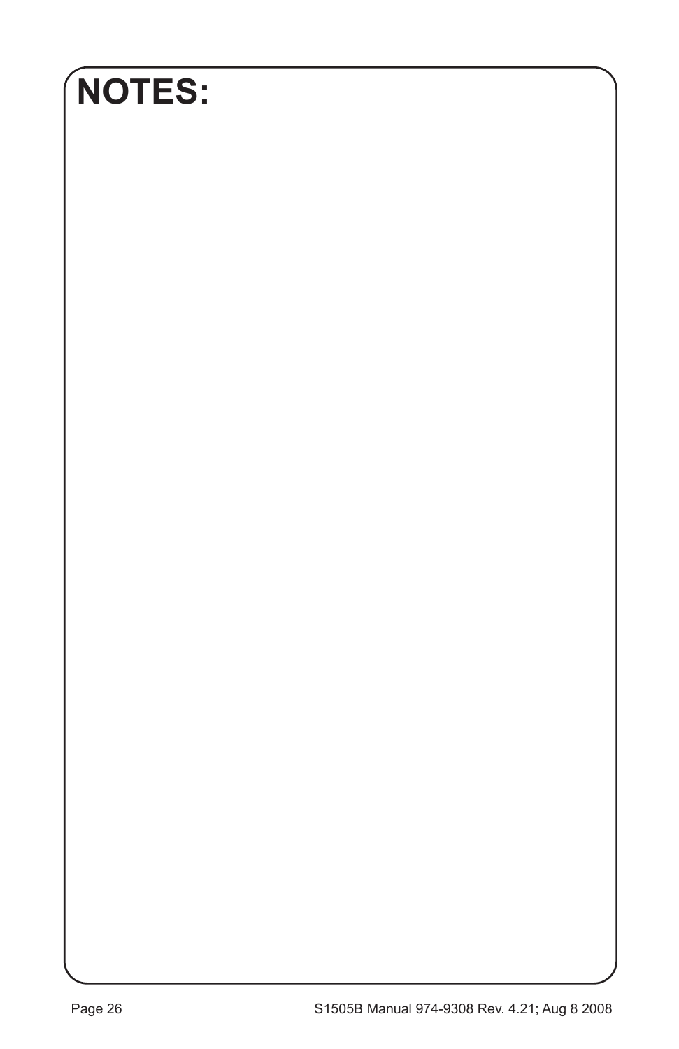# NOTES: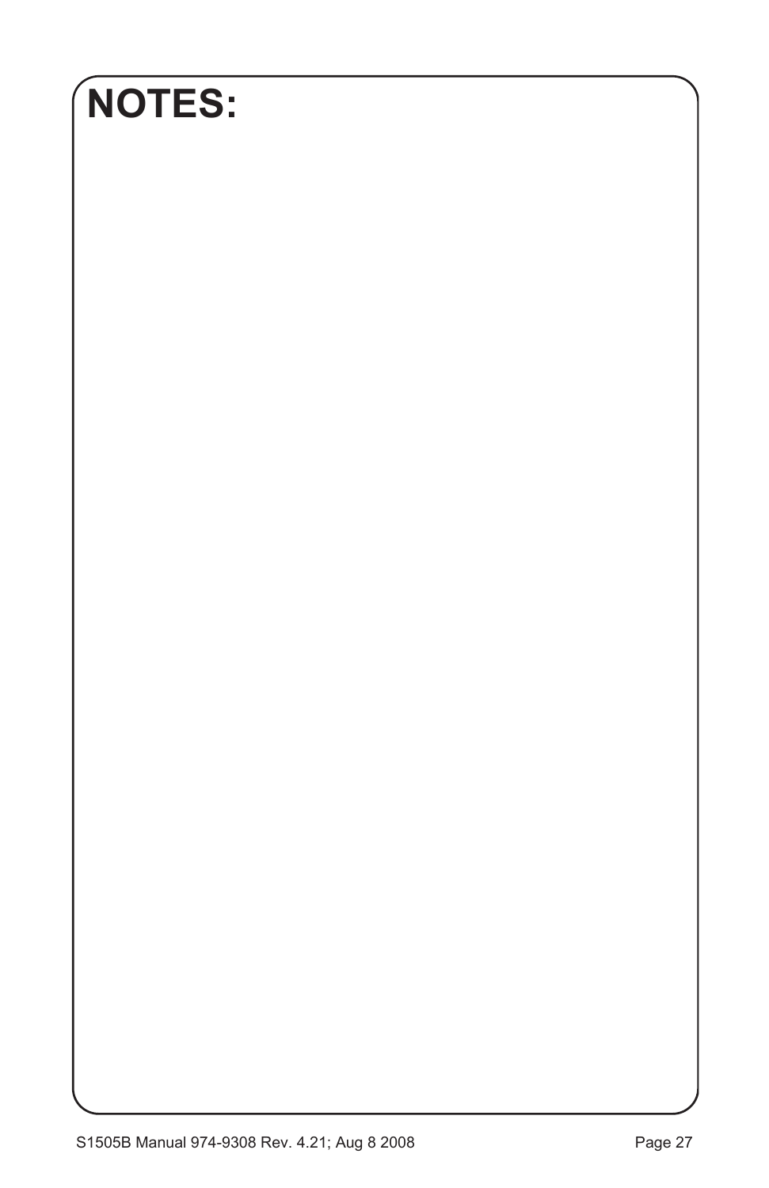# NOTES: